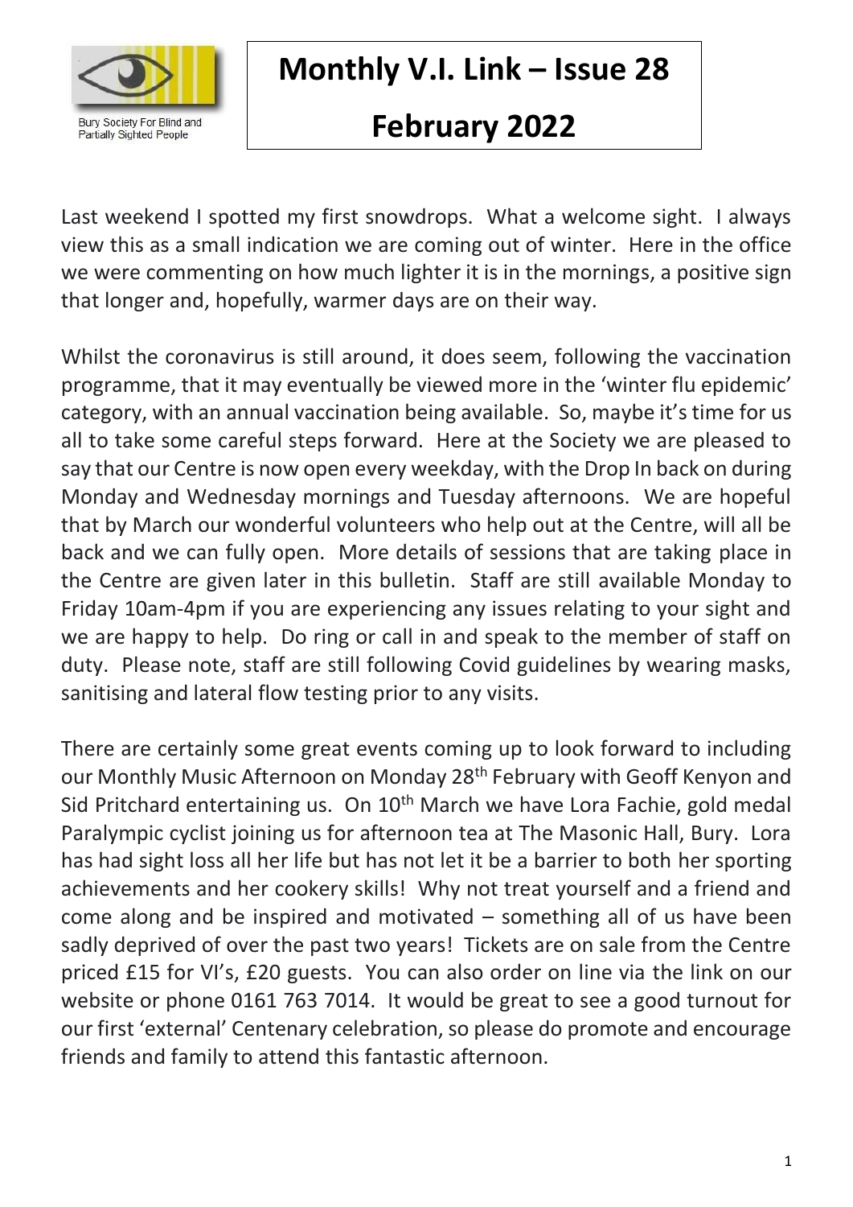Bury Society For Blind and Partially Sighted People

# Monthly V.I. Link – Issue 28

# February 2022

Last weekend I spotted my first snowdrops. What a welcome sight. I always view this as a small indication we are coming out of winter. Here in the office we were commenting on how much lighter it is in the mornings, a positive sign that longer and, hopefully, warmer days are on their way.

Whilst the coronavirus is still around, it does seem, following the vaccination programme, that it may eventually be viewed more in the 'winter flu epidemic' category, with an annual vaccination being available. So, maybe it's time for us all to take some careful steps forward. Here at the Society we are pleased to say that our Centre is now open every weekday, with the Drop In back on during Monday and Wednesday mornings and Tuesday afternoons. We are hopeful that by March our wonderful volunteers who help out at the Centre, will all be back and we can fully open. More details of sessions that are taking place in the Centre are given later in this bulletin. Staff are still available Monday to Friday 10am-4pm if you are experiencing any issues relating to your sight and we are happy to help. Do ring or call in and speak to the member of staff on duty. Please note, staff are still following Covid guidelines by wearing masks, sanitising and lateral flow testing prior to any visits.

There are certainly some great events coming up to look forward to including our Monthly Music Afternoon on Monday 28th February with Geoff Kenyon and Sid Pritchard entertaining us. On 10th March we have Lora Fachie, gold medal Paralympic cyclist joining us for afternoon tea at The Masonic Hall, Bury. Lora has had sight loss all her life but has not let it be a barrier to both her sporting achievements and her cookery skills! Why not treat yourself and a friend and come along and be inspired and motivated – something all of us have been sadly deprived of over the past two years! Tickets are on sale from the Centre priced £15 for VI's, £20 guests. You can also order on line via the link on our website or phone 0161 763 7014. It would be great to see a good turnout for our first 'external' Centenary celebration, so please do promote and encourage friends and family to attend this fantastic afternoon.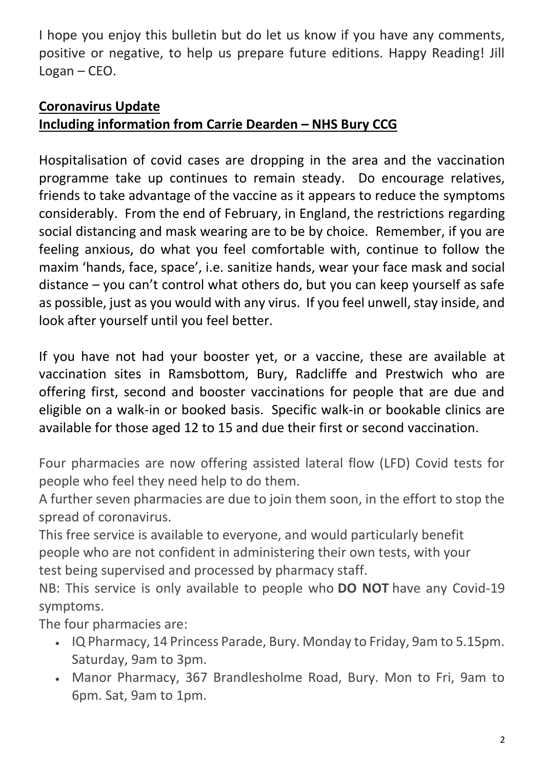I hope you enjoy this bulletin but do let us know if you have any comments, positive or negative, to help us prepare future editions. Happy Reading! Jill Logan – CEO.

## Coronavirus Update
## Including information from Carrie Dearden – NHS Bury CCG

Hospitalisation of covid cases are dropping in the area and the vaccination programme take up continues to remain steady. Do encourage relatives, friends to take advantage of the vaccine as it appears to reduce the symptoms considerably. From the end of February, in England, the restrictions regarding social distancing and mask wearing are to be by choice. Remember, if you are feeling anxious, do what you feel comfortable with, continue to follow the maxim 'hands, face, space', i.e. sanitize hands, wear your face mask and social distance – you can't control what others do, but you can keep yourself as safe as possible, just as you would with any virus. If you feel unwell, stay inside, and look after yourself until you feel better.

If you have not had your booster yet, or a vaccine, these are available at vaccination sites in Ramsbottom, Bury, Radcliffe and Prestwich who are offering first, second and booster vaccinations for people that are due and eligible on a walk-in or booked basis. Specific walk-in or bookable clinics are available for those aged 12 to 15 and due their first or second vaccination.

Four pharmacies are now offering assisted lateral flow (LFD) Covid tests for people who feel they need help to do them.

A further seven pharmacies are due to join them soon, in the effort to stop the spread of coronavirus.

This free service is available to everyone, and would particularly benefit people who are not confident in administering their own tests, with your test being supervised and processed by pharmacy staff.

NB: This service is only available to people who **DO NOT** have any Covid-19 symptoms.

The four pharmacies are:

- IQ Pharmacy, 14 Princess Parade, Bury. Monday to Friday, 9am to 5.15pm. Saturday, 9am to 3pm.
- Manor Pharmacy, 367 Brandlesholme Road, Bury. Mon to Fri, 9am to 6pm. Sat, 9am to 1pm.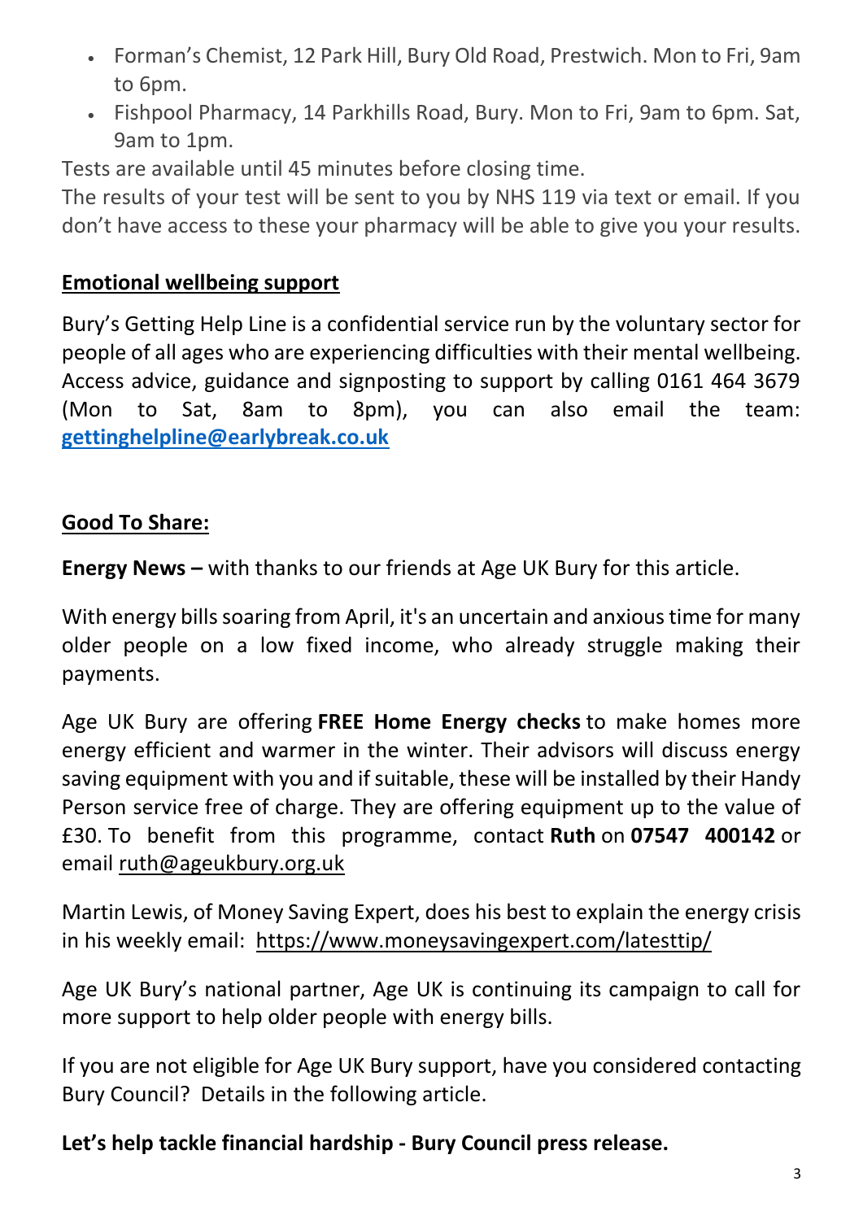- Forman's Chemist, 12 Park Hill, Bury Old Road, Prestwich. Mon to Fri, 9am to 6pm.
- Fishpool Pharmacy, 14 Parkhills Road, Bury. Mon to Fri, 9am to 6pm. Sat, 9am to 1pm.

Tests are available until 45 minutes before closing time.

The results of your test will be sent to you by NHS 119 via text or email. If you don't have access to these your pharmacy will be able to give you your results.

**Emotional wellbeing support**

Bury's Getting Help Line is a confidential service run by the voluntary sector for people of all ages who are experiencing difficulties with their mental wellbeing. Access advice, guidance and signposting to support by calling 0161 464 3679 (Mon to Sat, 8am to 8pm), you can also email the team: **gettinghelpline@earlybreak.co.uk**

**Good To Share:**

**Energy News –** with thanks to our friends at Age UK Bury for this article.

With energy bills soaring from April, it's an uncertain and anxious time for many older people on a low fixed income, who already struggle making their payments.

Age UK Bury are offering **FREE Home Energy checks** to make homes more energy efficient and warmer in the winter. Their advisors will discuss energy saving equipment with you and if suitable, these will be installed by their Handy Person service free of charge. They are offering equipment up to the value of £30. To benefit from this programme, contact **Ruth** on **07547 400142** or email ruth@ageukbury.org.uk

Martin Lewis, of Money Saving Expert, does his best to explain the energy crisis in his weekly email: https://www.moneysavingexpert.com/latesttip/

Age UK Bury's national partner, Age UK is continuing its campaign to call for more support to help older people with energy bills.

If you are not eligible for Age UK Bury support, have you considered contacting Bury Council? Details in the following article.

**Let's help tackle financial hardship - Bury Council press release.**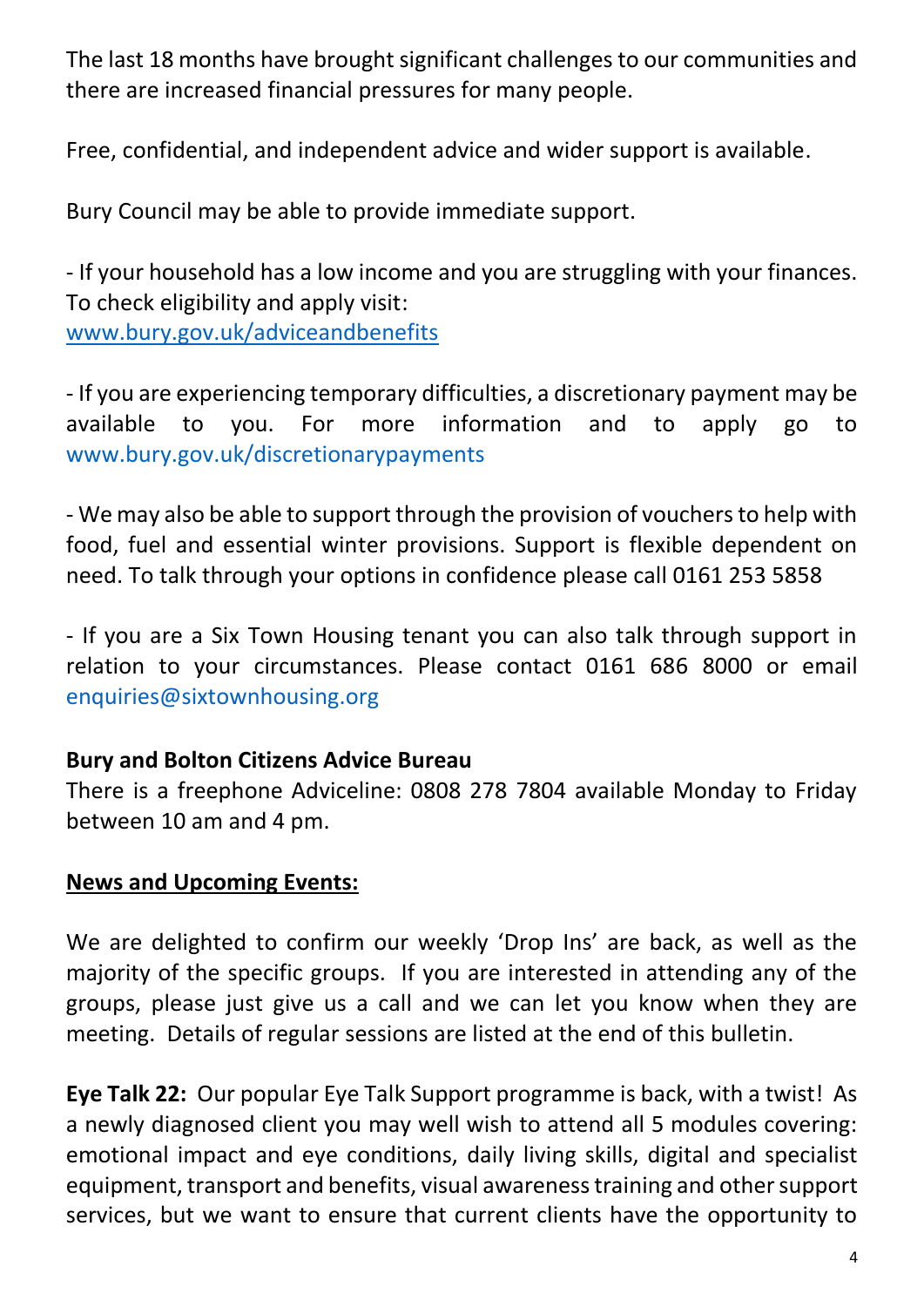The last 18 months have brought significant challenges to our communities and there are increased financial pressures for many people.

Free, confidential, and independent advice and wider support is available.

Bury Council may be able to provide immediate support.

- If your household has a low income and you are struggling with your finances. To check eligibility and apply visit: www.bury.gov.uk/adviceandbenefits

- If you are experiencing temporary difficulties, a discretionary payment may be available to you. For more information and to apply go to www.bury.gov.uk/discretionarypayments

- We may also be able to support through the provision of vouchers to help with food, fuel and essential winter provisions. Support is flexible dependent on need. To talk through your options in confidence please call 0161 253 5858

- If you are a Six Town Housing tenant you can also talk through support in relation to your circumstances. Please contact 0161 686 8000 or email enquiries@sixtownhousing.org

**Bury and Bolton Citizens Advice Bureau**
There is a freephone Adviceline: 0808 278 7804 available Monday to Friday between 10 am and 4 pm.

## News and Upcoming Events:

We are delighted to confirm our weekly 'Drop Ins' are back, as well as the majority of the specific groups. If you are interested in attending any of the groups, please just give us a call and we can let you know when they are meeting. Details of regular sessions are listed at the end of this bulletin.

**Eye Talk 22:** Our popular Eye Talk Support programme is back, with a twist! As a newly diagnosed client you may well wish to attend all 5 modules covering: emotional impact and eye conditions, daily living skills, digital and specialist equipment, transport and benefits, visual awareness training and other support services, but we want to ensure that current clients have the opportunity to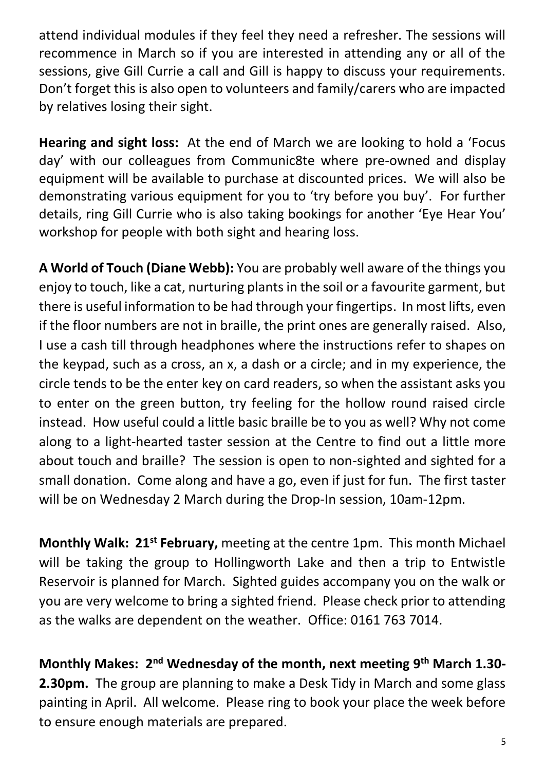attend individual modules if they feel they need a refresher. The sessions will recommence in March so if you are interested in attending any or all of the sessions, give Gill Currie a call and Gill is happy to discuss your requirements. Don't forget this is also open to volunteers and family/carers who are impacted by relatives losing their sight.

**Hearing and sight loss:** At the end of March we are looking to hold a 'Focus day' with our colleagues from Communic8te where pre-owned and display equipment will be available to purchase at discounted prices. We will also be demonstrating various equipment for you to 'try before you buy'. For further details, ring Gill Currie who is also taking bookings for another 'Eye Hear You' workshop for people with both sight and hearing loss.

**A World of Touch (Diane Webb):** You are probably well aware of the things you enjoy to touch, like a cat, nurturing plants in the soil or a favourite garment, but there is useful information to be had through your fingertips. In most lifts, even if the floor numbers are not in braille, the print ones are generally raised. Also, I use a cash till through headphones where the instructions refer to shapes on the keypad, such as a cross, an x, a dash or a circle; and in my experience, the circle tends to be the enter key on card readers, so when the assistant asks you to enter on the green button, try feeling for the hollow round raised circle instead. How useful could a little basic braille be to you as well? Why not come along to a light-hearted taster session at the Centre to find out a little more about touch and braille? The session is open to non-sighted and sighted for a small donation. Come along and have a go, even if just for fun. The first taster will be on Wednesday 2 March during the Drop-In session, 10am-12pm.

**Monthly Walk: 21st February,** meeting at the centre 1pm. This month Michael will be taking the group to Hollingworth Lake and then a trip to Entwistle Reservoir is planned for March. Sighted guides accompany you on the walk or you are very welcome to bring a sighted friend. Please check prior to attending as the walks are dependent on the weather. Office: 0161 763 7014.

**Monthly Makes: 2nd Wednesday of the month, next meeting 9th March 1.30-2.30pm.** The group are planning to make a Desk Tidy in March and some glass painting in April. All welcome. Please ring to book your place the week before to ensure enough materials are prepared.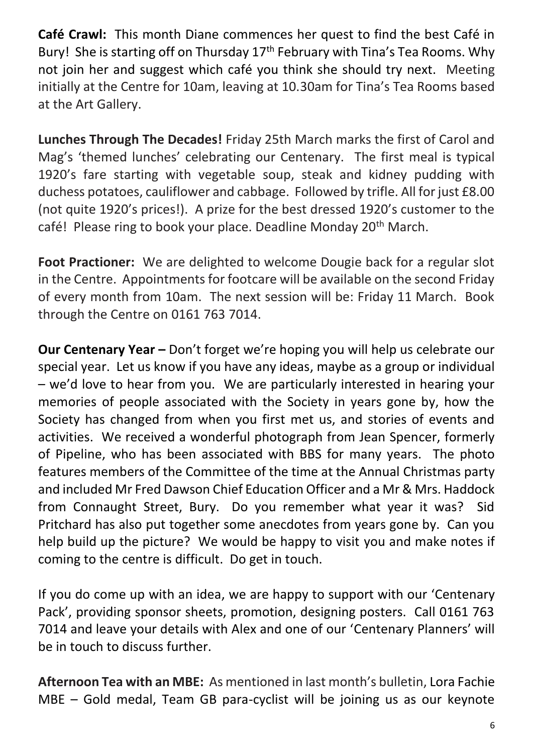**Café Crawl:** This month Diane commences her quest to find the best Café in Bury! She is starting off on Thursday 17th February with Tina's Tea Rooms. Why not join her and suggest which café you think she should try next. Meeting initially at the Centre for 10am, leaving at 10.30am for Tina's Tea Rooms based at the Art Gallery.

**Lunches Through The Decades!** Friday 25th March marks the first of Carol and Mag's 'themed lunches' celebrating our Centenary. The first meal is typical 1920's fare starting with vegetable soup, steak and kidney pudding with duchess potatoes, cauliflower and cabbage. Followed by trifle. All for just £8.00 (not quite 1920's prices!). A prize for the best dressed 1920's customer to the café! Please ring to book your place. Deadline Monday 20th March.

**Foot Practioner:** We are delighted to welcome Dougie back for a regular slot in the Centre. Appointments for footcare will be available on the second Friday of every month from 10am. The next session will be: Friday 11 March. Book through the Centre on 0161 763 7014.

**Our Centenary Year –** Don't forget we're hoping you will help us celebrate our special year. Let us know if you have any ideas, maybe as a group or individual – we'd love to hear from you. We are particularly interested in hearing your memories of people associated with the Society in years gone by, how the Society has changed from when you first met us, and stories of events and activities. We received a wonderful photograph from Jean Spencer, formerly of Pipeline, who has been associated with BBS for many years. The photo features members of the Committee of the time at the Annual Christmas party and included Mr Fred Dawson Chief Education Officer and a Mr & Mrs. Haddock from Connaught Street, Bury. Do you remember what year it was? Sid Pritchard has also put together some anecdotes from years gone by. Can you help build up the picture? We would be happy to visit you and make notes if coming to the centre is difficult. Do get in touch.

If you do come up with an idea, we are happy to support with our 'Centenary Pack', providing sponsor sheets, promotion, designing posters. Call 0161 763 7014 and leave your details with Alex and one of our 'Centenary Planners' will be in touch to discuss further.

**Afternoon Tea with an MBE:** As mentioned in last month's bulletin, Lora Fachie MBE – Gold medal, Team GB para-cyclist will be joining us as our keynote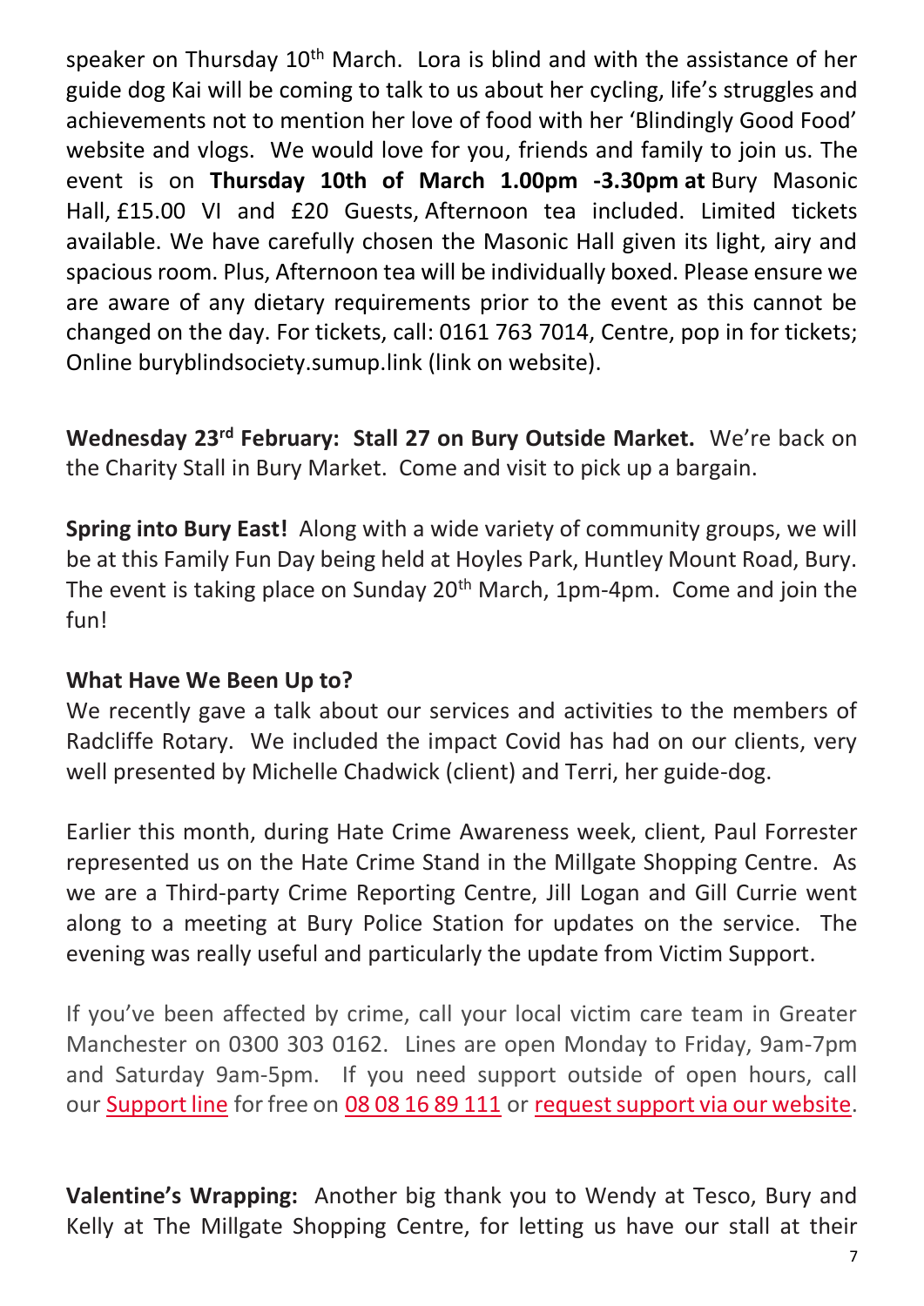speaker on Thursday 10th March. Lora is blind and with the assistance of her guide dog Kai will be coming to talk to us about her cycling, life's struggles and achievements not to mention her love of food with her 'Blindingly Good Food' website and vlogs. We would love for you, friends and family to join us. The event is on **Thursday 10th of March 1.00pm -3.30pm at** Bury Masonic Hall, £15.00 VI and £20 Guests, Afternoon tea included. Limited tickets available. We have carefully chosen the Masonic Hall given its light, airy and spacious room. Plus, Afternoon tea will be individually boxed. Please ensure we are aware of any dietary requirements prior to the event as this cannot be changed on the day. For tickets, call: 0161 763 7014, Centre, pop in for tickets; Online buryblindsociety.sumup.link (link on website).

**Wednesday 23rd February: Stall 27 on Bury Outside Market.** We're back on the Charity Stall in Bury Market. Come and visit to pick up a bargain.

**Spring into Bury East!** Along with a wide variety of community groups, we will be at this Family Fun Day being held at Hoyles Park, Huntley Mount Road, Bury. The event is taking place on Sunday 20th March, 1pm-4pm. Come and join the fun!

**What Have We Been Up to?**

We recently gave a talk about our services and activities to the members of Radcliffe Rotary. We included the impact Covid has had on our clients, very well presented by Michelle Chadwick (client) and Terri, her guide-dog.

Earlier this month, during Hate Crime Awareness week, client, Paul Forrester represented us on the Hate Crime Stand in the Millgate Shopping Centre. As we are a Third-party Crime Reporting Centre, Jill Logan and Gill Currie went along to a meeting at Bury Police Station for updates on the service. The evening was really useful and particularly the update from Victim Support.

If you've been affected by crime, call your local victim care team in Greater Manchester on 0300 303 0162. Lines are open Monday to Friday, 9am-7pm and Saturday 9am-5pm. If you need support outside of open hours, call our Support line for free on 08 08 16 89 111 or request support via our website.

**Valentine's Wrapping:** Another big thank you to Wendy at Tesco, Bury and Kelly at The Millgate Shopping Centre, for letting us have our stall at their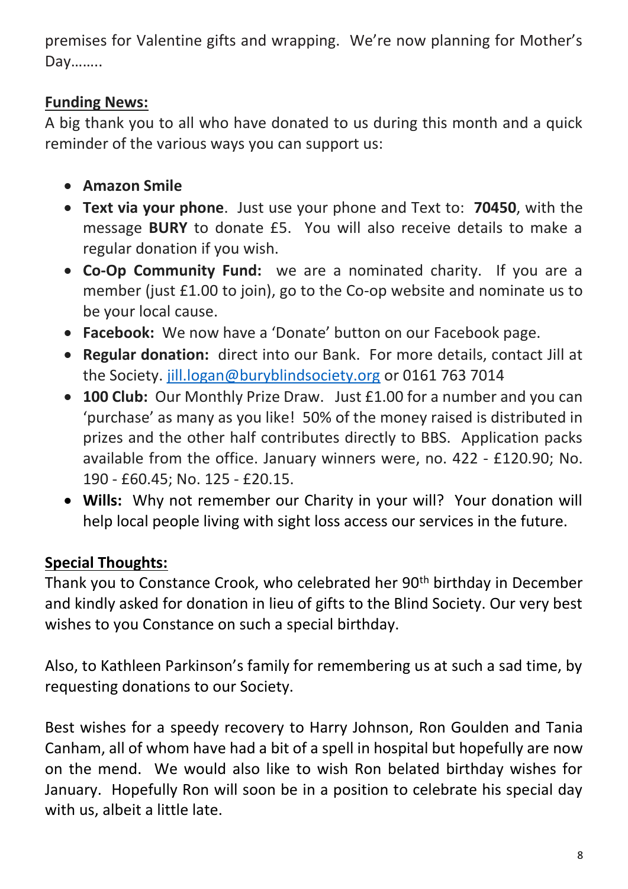premises for Valentine gifts and wrapping.  We're now planning for Mother's Day……..

**Funding News:**

A big thank you to all who have donated to us during this month and a quick reminder of the various ways you can support us:

- **Amazon Smile**
- **Text via your phone**. Just use your phone and Text to: **70450**, with the message **BURY** to donate £5. You will also receive details to make a regular donation if you wish.
- **Co-Op Community Fund:** we are a nominated charity. If you are a member (just £1.00 to join), go to the Co-op website and nominate us to be your local cause.
- **Facebook:** We now have a 'Donate' button on our Facebook page.
- **Regular donation:** direct into our Bank. For more details, contact Jill at the Society. jill.logan@buryblindsociety.org or 0161 763 7014
- **100 Club:** Our Monthly Prize Draw. Just £1.00 for a number and you can 'purchase' as many as you like! 50% of the money raised is distributed in prizes and the other half contributes directly to BBS. Application packs available from the office. January winners were, no. 422 - £120.90; No. 190 - £60.45; No. 125 - £20.15.
- **Wills:** Why not remember our Charity in your will? Your donation will help local people living with sight loss access our services in the future.

**Special Thoughts:**

Thank you to Constance Crook, who celebrated her 90th birthday in December and kindly asked for donation in lieu of gifts to the Blind Society. Our very best wishes to you Constance on such a special birthday.

Also, to Kathleen Parkinson's family for remembering us at such a sad time, by requesting donations to our Society.

Best wishes for a speedy recovery to Harry Johnson, Ron Goulden and Tania Canham, all of whom have had a bit of a spell in hospital but hopefully are now on the mend. We would also like to wish Ron belated birthday wishes for January. Hopefully Ron will soon be in a position to celebrate his special day with us, albeit a little late.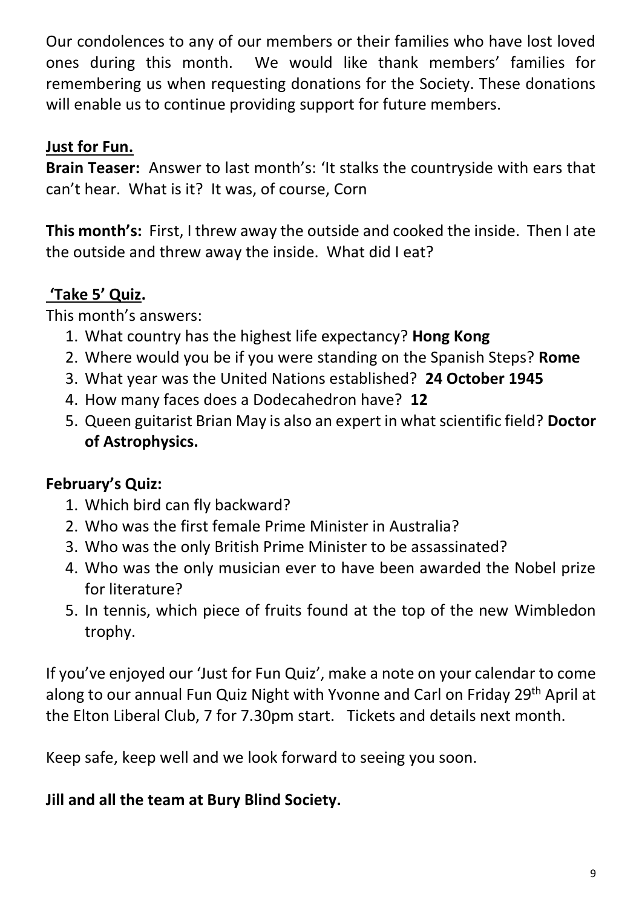Our condolences to any of our members or their families who have lost loved ones during this month. We would like thank members' families for remembering us when requesting donations for the Society. These donations will enable us to continue providing support for future members.

**Just for Fun.**

**Brain Teaser:** Answer to last month's: 'It stalks the countryside with ears that can't hear. What is it? It was, of course, Corn

**This month's:** First, I threw away the outside and cooked the inside. Then I ate the outside and threw away the inside. What did I eat?

**'Take 5' Quiz.**

This month's answers:

1. What country has the highest life expectancy? **Hong Kong**
2. Where would you be if you were standing on the Spanish Steps? **Rome**
3. What year was the United Nations established? **24 October 1945**
4. How many faces does a Dodecahedron have? **12**
5. Queen guitarist Brian May is also an expert in what scientific field? **Doctor of Astrophysics.**

**February's Quiz:**

1. Which bird can fly backward?
2. Who was the first female Prime Minister in Australia?
3. Who was the only British Prime Minister to be assassinated?
4. Who was the only musician ever to have been awarded the Nobel prize for literature?
5. In tennis, which piece of fruits found at the top of the new Wimbledon trophy.

If you've enjoyed our 'Just for Fun Quiz', make a note on your calendar to come along to our annual Fun Quiz Night with Yvonne and Carl on Friday 29th April at the Elton Liberal Club, 7 for 7.30pm start. Tickets and details next month.

Keep safe, keep well and we look forward to seeing you soon.

**Jill and all the team at Bury Blind Society.**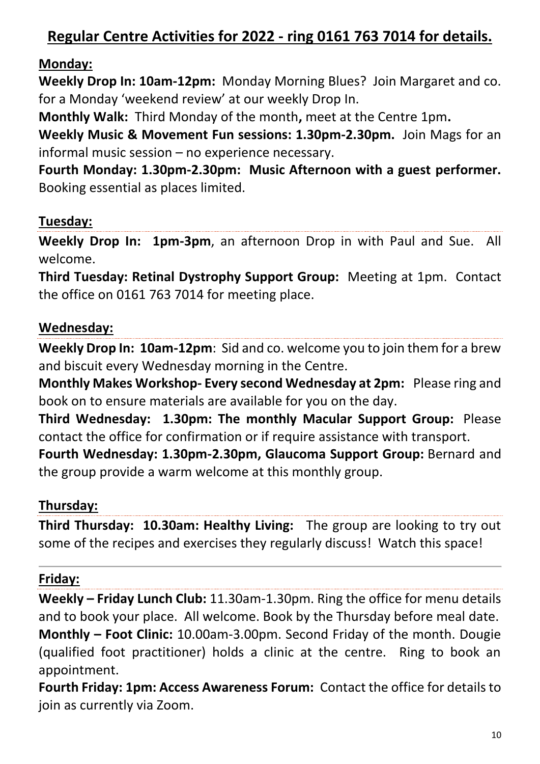## Regular Centre Activities for 2022 - ring 0161 763 7014 for details.

### Monday:

**Weekly Drop In: 10am-12pm:** Monday Morning Blues? Join Margaret and co. for a Monday 'weekend review' at our weekly Drop In.

**Monthly Walk:** Third Monday of the month**,** meet at the Centre 1pm**.**

**Weekly Music & Movement Fun sessions: 1.30pm-2.30pm.** Join Mags for an informal music session – no experience necessary.

**Fourth Monday: 1.30pm-2.30pm: Music Afternoon with a guest performer.** Booking essential as places limited.

### Tuesday:

**Weekly Drop In: 1pm-3pm**, an afternoon Drop in with Paul and Sue. All welcome.

**Third Tuesday: Retinal Dystrophy Support Group:** Meeting at 1pm. Contact the office on 0161 763 7014 for meeting place.

### Wednesday:

**Weekly Drop In: 10am-12pm**: Sid and co. welcome you to join them for a brew and biscuit every Wednesday morning in the Centre.

**Monthly Makes Workshop- Every second Wednesday at 2pm:** Please ring and book on to ensure materials are available for you on the day.

**Third Wednesday: 1.30pm: The monthly Macular Support Group:** Please contact the office for confirmation or if require assistance with transport.

**Fourth Wednesday: 1.30pm-2.30pm, Glaucoma Support Group:** Bernard and the group provide a warm welcome at this monthly group.

### Thursday:

**Third Thursday: 10.30am: Healthy Living:** The group are looking to try out some of the recipes and exercises they regularly discuss! Watch this space!

---

### Friday:

**Weekly – Friday Lunch Club:** 11.30am-1.30pm. Ring the office for menu details and to book your place. All welcome. Book by the Thursday before meal date.

**Monthly – Foot Clinic:** 10.00am-3.00pm. Second Friday of the month. Dougie (qualified foot practitioner) holds a clinic at the centre. Ring to book an appointment.

**Fourth Friday: 1pm: Access Awareness Forum:** Contact the office for details to join as currently via Zoom.